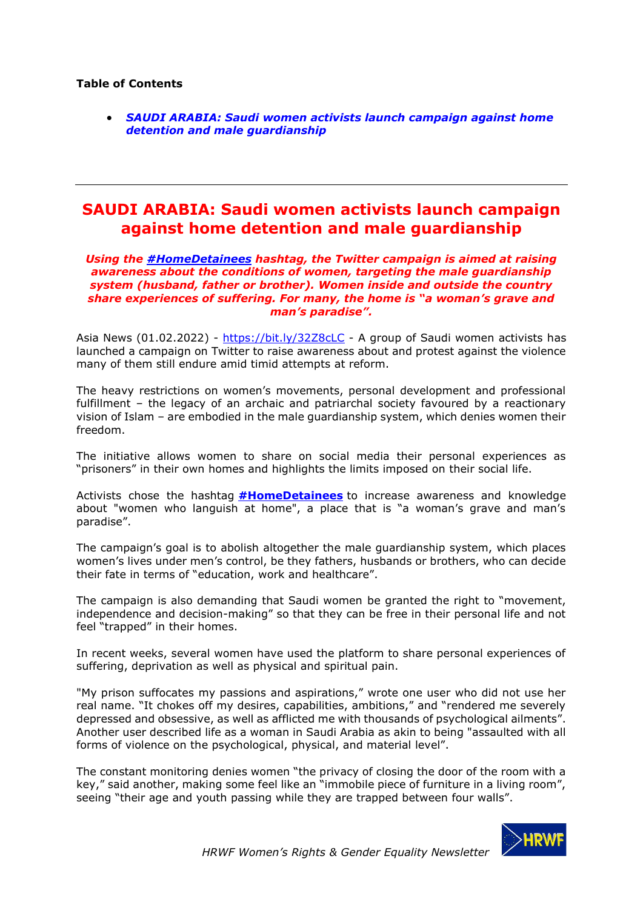**Table of Contents**

- *SAUDI ARABIA: Saudi women activists launch campaign against home detention and male guardianship*

---

# SAUDI ARABIA: Saudi women activists launch campaign against home detention and male guardianship

***Using the #HomeDetainees hashtag, the Twitter campaign is aimed at raising awareness about the conditions of women, targeting the male guardianship system (husband, father or brother). Women inside and outside the country share experiences of suffering. For many, the home is "a woman's grave and man's paradise".***

Asia News (01.02.2022) - https://bit.ly/32Z8cLC - A group of Saudi women activists has launched a campaign on Twitter to raise awareness about and protest against the violence many of them still endure amid timid attempts at reform.

The heavy restrictions on women's movements, personal development and professional fulfillment – the legacy of an archaic and patriarchal society favoured by a reactionary vision of Islam – are embodied in the male guardianship system, which denies women their freedom.

The initiative allows women to share on social media their personal experiences as "prisoners" in their own homes and highlights the limits imposed on their social life.

Activists chose the hashtag **#HomeDetainees** to increase awareness and knowledge about "women who languish at home", a place that is "a woman's grave and man's paradise".

The campaign's goal is to abolish altogether the male guardianship system, which places women's lives under men's control, be they fathers, husbands or brothers, who can decide their fate in terms of "education, work and healthcare".

The campaign is also demanding that Saudi women be granted the right to "movement, independence and decision-making" so that they can be free in their personal life and not feel "trapped" in their homes.

In recent weeks, several women have used the platform to share personal experiences of suffering, deprivation as well as physical and spiritual pain.

"My prison suffocates my passions and aspirations," wrote one user who did not use her real name. "It chokes off my desires, capabilities, ambitions," and "rendered me severely depressed and obsessive, as well as afflicted me with thousands of psychological ailments". Another user described life as a woman in Saudi Arabia as akin to being "assaulted with all forms of violence on the psychological, physical, and material level".

The constant monitoring denies women "the privacy of closing the door of the room with a key," said another, making some feel like an "immobile piece of furniture in a living room", seeing "their age and youth passing while they are trapped between four walls".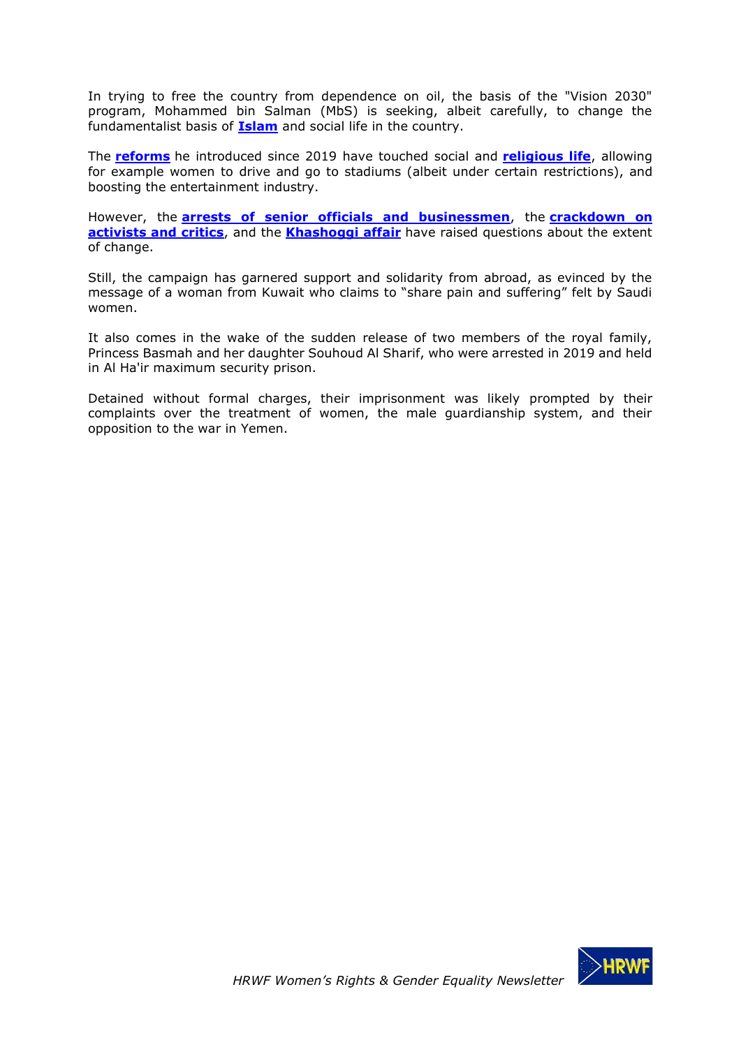In trying to free the country from dependence on oil, the basis of the "Vision 2030" program, Mohammed bin Salman (MbS) is seeking, albeit carefully, to change the fundamentalist basis of **Islam** and social life in the country.

The **reforms** he introduced since 2019 have touched social and **religious life**, allowing for example women to drive and go to stadiums (albeit under certain restrictions), and boosting the entertainment industry.

However, the **arrests of senior officials and businessmen**, the **crackdown on activists and critics**, and the **Khashoggi affair** have raised questions about the extent of change.

Still, the campaign has garnered support and solidarity from abroad, as evinced by the message of a woman from Kuwait who claims to "share pain and suffering" felt by Saudi women.

It also comes in the wake of the sudden release of two members of the royal family, Princess Basmah and her daughter Souhoud Al Sharif, who were arrested in 2019 and held in Al Ha'ir maximum security prison.

Detained without formal charges, their imprisonment was likely prompted by their complaints over the treatment of women, the male guardianship system, and their opposition to the war in Yemen.